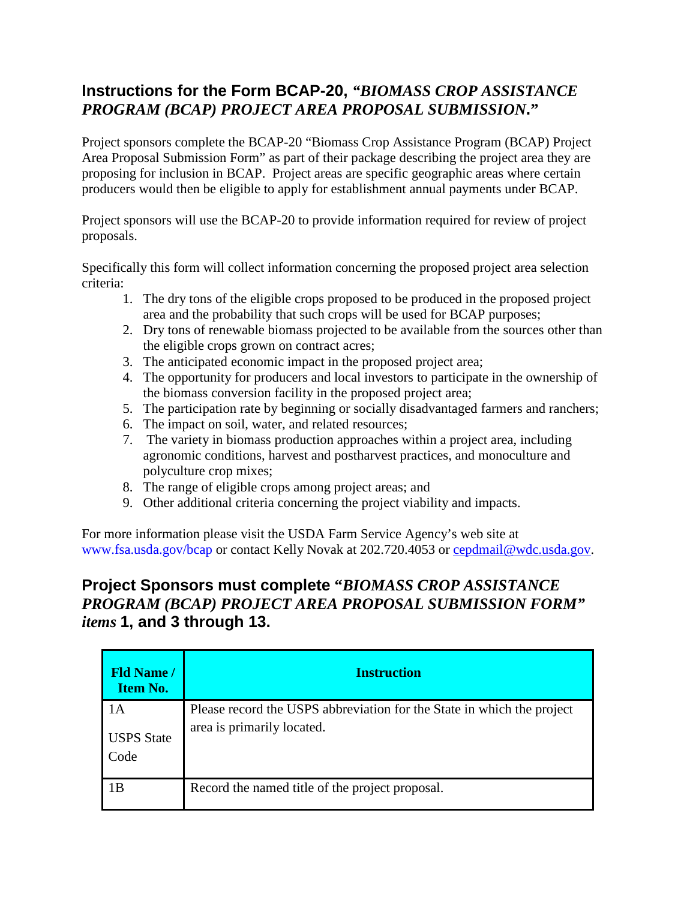## Instructions for the Form BCAP-20, *"BIOMASS CROP ASSISTANCE PROGRAM (BCAP) PROJECT AREA PROPOSAL SUBMISSION."*

Project sponsors complete the BCAP-20 "Biomass Crop Assistance Program (BCAP) Project Area Proposal Submission Form" as part of their package describing the project area they are proposing for inclusion in BCAP. Project areas are specific geographic areas where certain producers would then be eligible to apply for establishment annual payments under BCAP.

Project sponsors will use the BCAP-20 to provide information required for review of project proposals.

Specifically this form will collect information concerning the proposed project area selection criteria:

1. The dry tons of the eligible crops proposed to be produced in the proposed project area and the probability that such crops will be used for BCAP purposes;
2. Dry tons of renewable biomass projected to be available from the sources other than the eligible crops grown on contract acres;
3. The anticipated economic impact in the proposed project area;
4. The opportunity for producers and local investors to participate in the ownership of the biomass conversion facility in the proposed project area;
5. The participation rate by beginning or socially disadvantaged farmers and ranchers;
6. The impact on soil, water, and related resources;
7. The variety in biomass production approaches within a project area, including agronomic conditions, harvest and postharvest practices, and monoculture and polyculture crop mixes;
8. The range of eligible crops among project areas; and
9. Other additional criteria concerning the project viability and impacts.

For more information please visit the USDA Farm Service Agency's web site at www.fsa.usda.gov/bcap or contact Kelly Novak at 202.720.4053 or cepdmail@wdc.usda.gov.

## Project Sponsors must complete *"BIOMASS CROP ASSISTANCE PROGRAM (BCAP) PROJECT AREA PROPOSAL SUBMISSION FORM" items* 1, and 3 through 13.

| Fld Name / Item No. | Instruction |
|---|---|
| 1A<br><br>USPS State Code | Please record the USPS abbreviation for the State in which the project area is primarily located. |
| 1B | Record the named title of the project proposal. |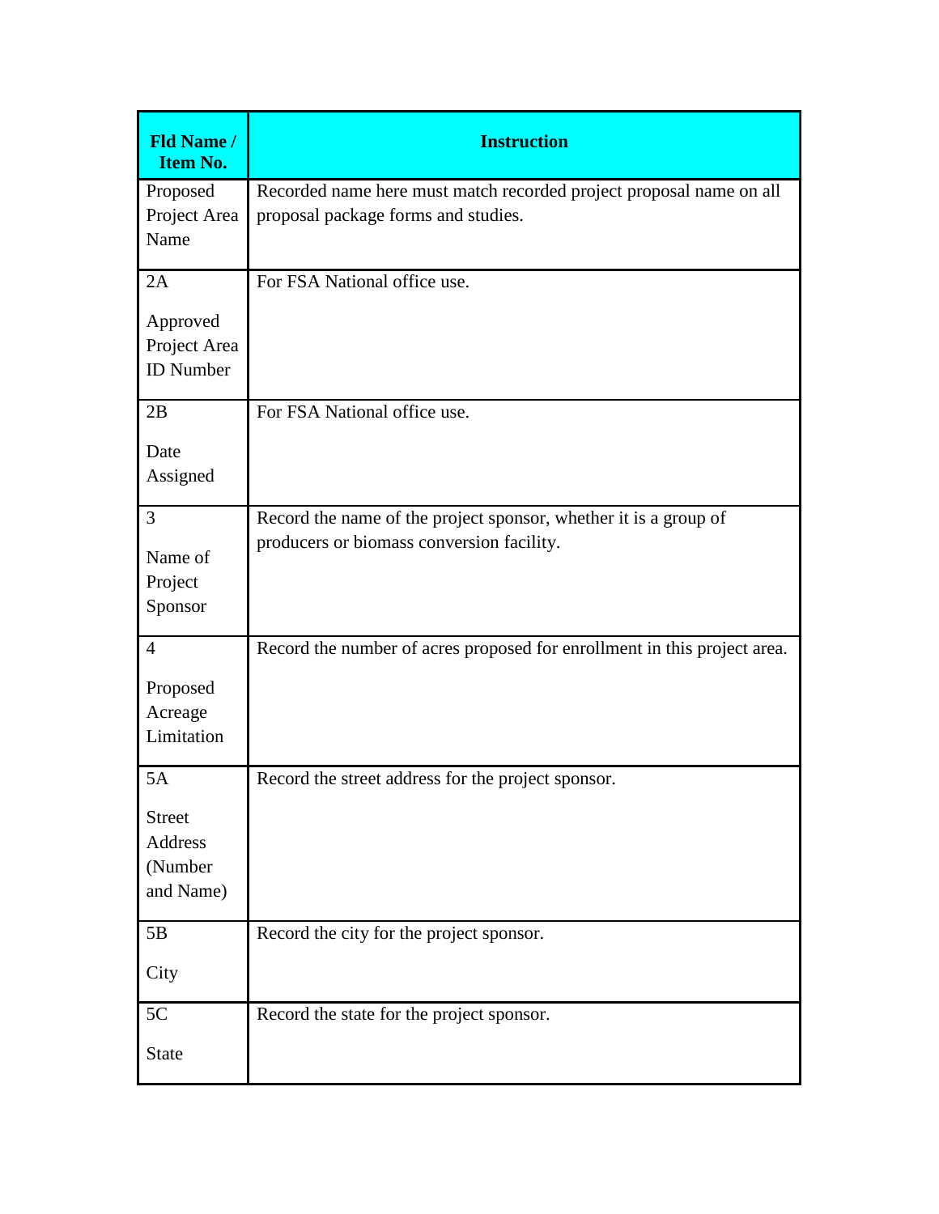| Fld Name / Item No. | Instruction |
|---|---|
| Proposed Project Area Name | Recorded name here must match recorded project proposal name on all proposal package forms and studies. |
| 2A<br><br>Approved Project Area ID Number | For FSA National office use. |
| 2B<br><br>Date Assigned | For FSA National office use. |
| 3<br><br>Name of Project Sponsor | Record the name of the project sponsor, whether it is a group of producers or biomass conversion facility. |
| 4<br><br>Proposed Acreage Limitation | Record the number of acres proposed for enrollment in this project area. |
| 5A<br><br>Street Address (Number and Name) | Record the street address for the project sponsor. |
| 5B<br><br>City | Record the city for the project sponsor. |
| 5C<br><br>State | Record the state for the project sponsor. |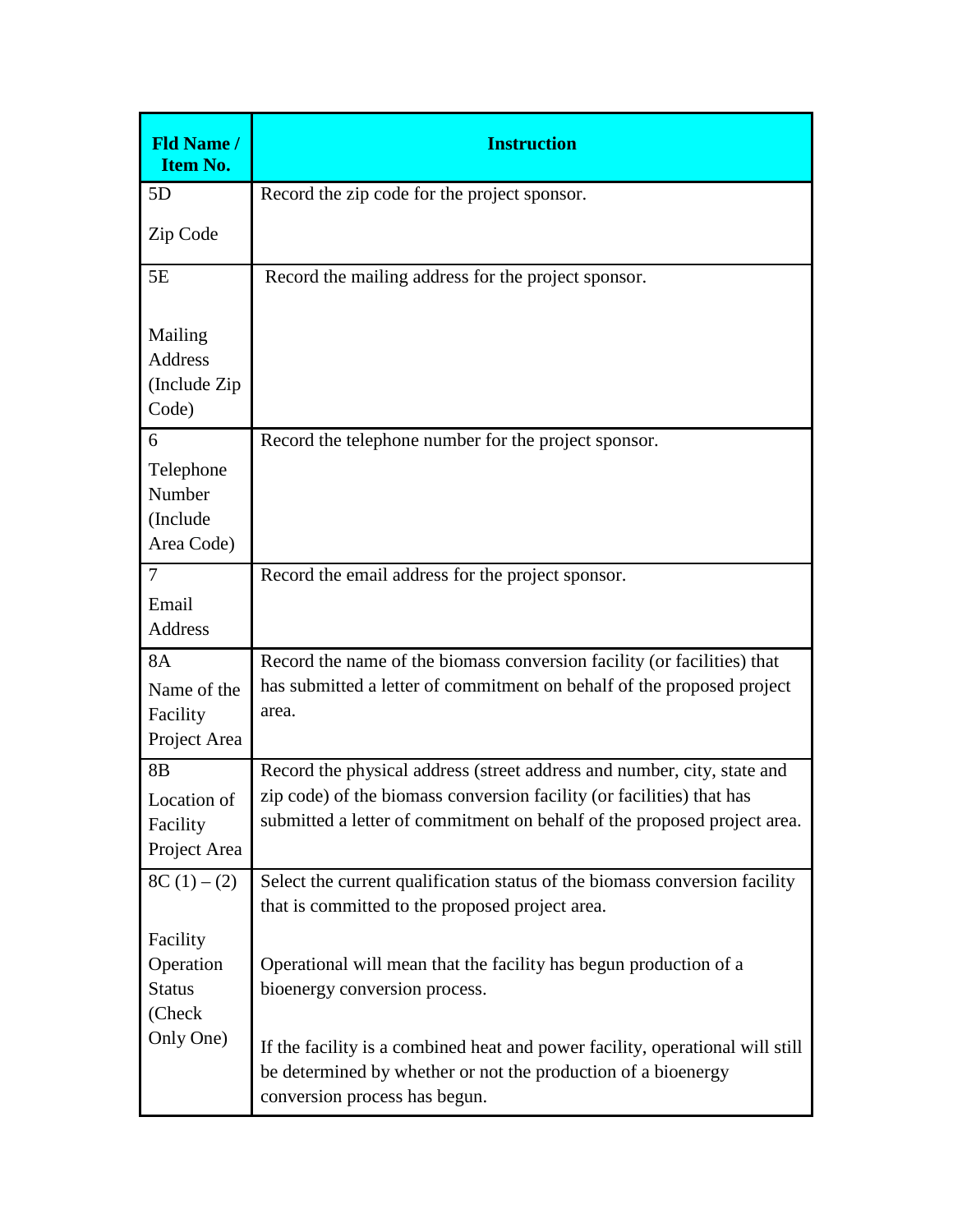| Fld Name / Item No. | Instruction |
| --- | --- |
| 5D<br><br>Zip Code | Record the zip code for the project sponsor. |
| 5E<br><br>Mailing Address (Include Zip Code) | Record the mailing address for the project sponsor. |
| 6<br><br>Telephone Number (Include Area Code) | Record the telephone number for the project sponsor. |
| 7<br><br>Email Address | Record the email address for the project sponsor. |
| 8A<br><br>Name of the Facility Project Area | Record the name of the biomass conversion facility (or facilities) that has submitted a letter of commitment on behalf of the proposed project area. |
| 8B<br><br>Location of Facility Project Area | Record the physical address (street address and number, city, state and zip code) of the biomass conversion facility (or facilities) that has submitted a letter of commitment on behalf of the proposed project area. |
| 8C (1) – (2)<br><br>Facility Operation Status (Check Only One) | Select the current qualification status of the biomass conversion facility that is committed to the proposed project area.<br><br>Operational will mean that the facility has begun production of a bioenergy conversion process.<br><br>If the facility is a combined heat and power facility, operational will still be determined by whether or not the production of a bioenergy conversion process has begun. |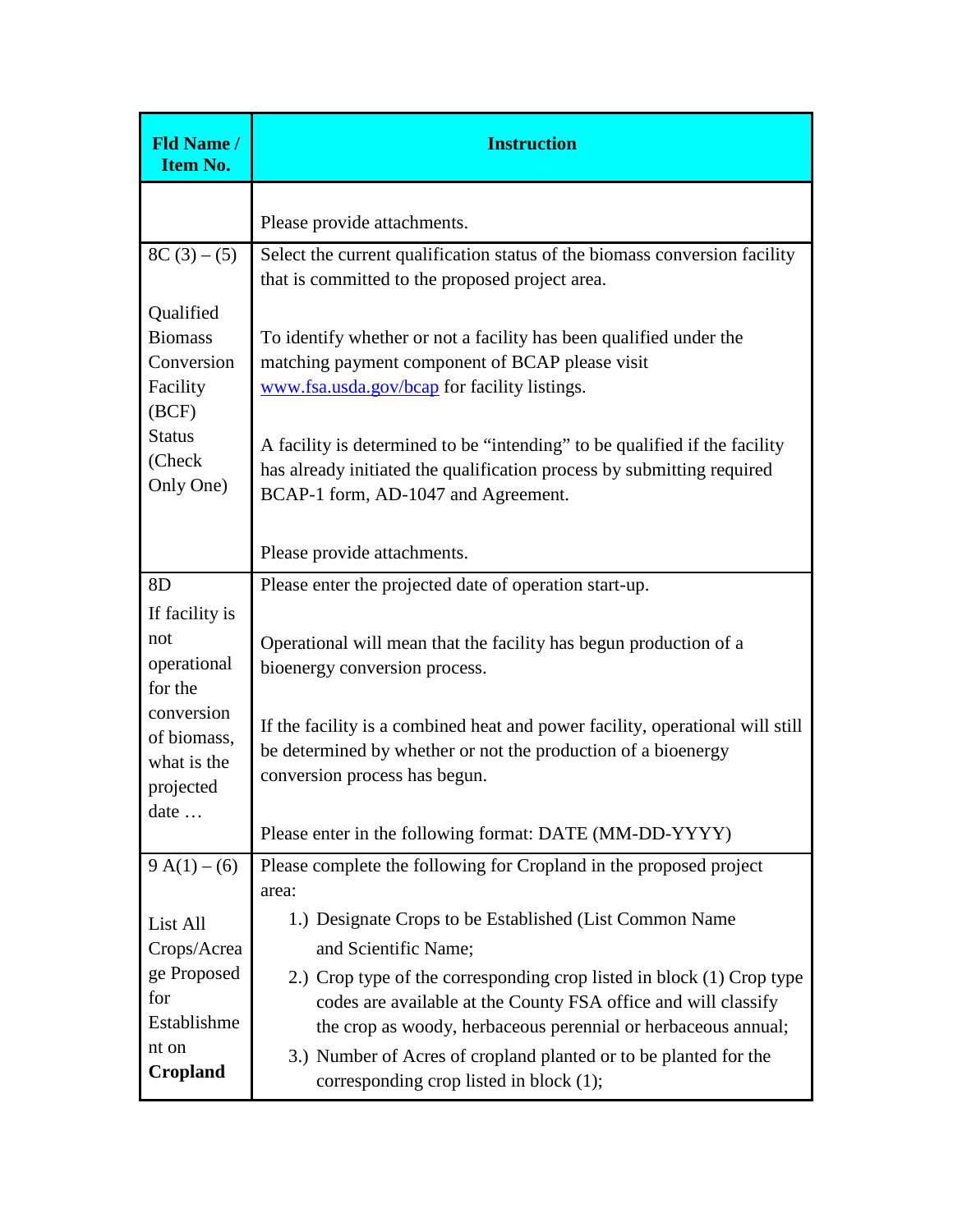| Fld Name / Item No. | Instruction |
|---|---|
| | Please provide attachments. |
| 8C (3) – (5)<br><br>Qualified Biomass Conversion Facility (BCF) Status (Check Only One) | Select the current qualification status of the biomass conversion facility that is committed to the proposed project area.<br><br>To identify whether or not a facility has been qualified under the matching payment component of BCAP please visit www.fsa.usda.gov/bcap for facility listings.<br><br>A facility is determined to be "intending" to be qualified if the facility has already initiated the qualification process by submitting required BCAP-1 form, AD-1047 and Agreement.<br><br>Please provide attachments. |
| 8D<br>If facility is not operational for the conversion of biomass, what is the projected date … | Please enter the projected date of operation start-up.<br><br>Operational will mean that the facility has begun production of a bioenergy conversion process.<br><br>If the facility is a combined heat and power facility, operational will still be determined by whether or not the production of a bioenergy conversion process has begun.<br><br>Please enter in the following format: DATE (MM-DD-YYYY) |
| 9 A(1) – (6)<br><br>List All Crops/Acreage Proposed for Establishment on **Cropland** | Please complete the following for Cropland in the proposed project area:<br>1.) Designate Crops to be Established (List Common Name and Scientific Name;<br>2.) Crop type of the corresponding crop listed in block (1) Crop type codes are available at the County FSA office and will classify the crop as woody, herbaceous perennial or herbaceous annual;<br>3.) Number of Acres of cropland planted or to be planted for the corresponding crop listed in block (1); |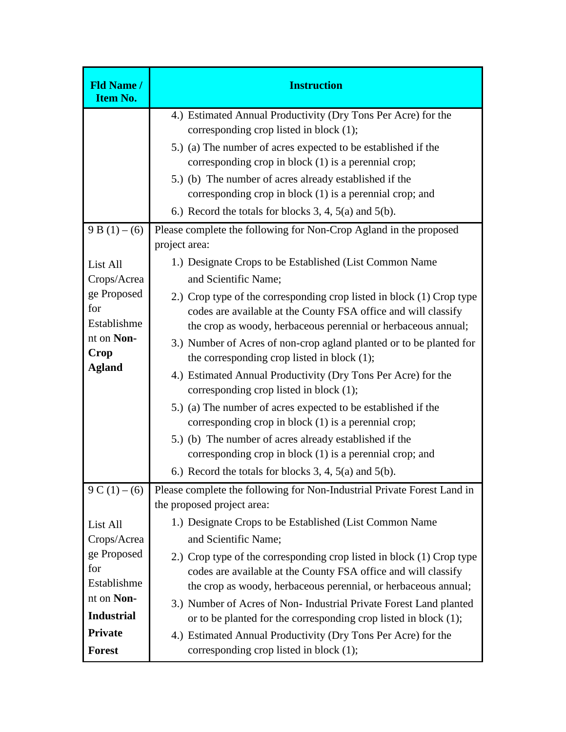| Fld Name / Item No. | Instruction |
|---|---|
| | 4.) Estimated Annual Productivity (Dry Tons Per Acre) for the corresponding crop listed in block (1);<br>5.) (a) The number of acres expected to be established if the corresponding crop in block (1) is a perennial crop;<br>5.) (b) The number of acres already established if the corresponding crop in block (1) is a perennial crop; and<br>6.) Record the totals for blocks 3, 4, 5(a) and 5(b). |
| 9 B (1) – (6)<br><br>List All Crops/Acreage Proposed for Establishment on **Non-Crop Agland** | Please complete the following for Non-Crop Agland in the proposed project area:<br>1.) Designate Crops to be Established (List Common Name and Scientific Name;<br>2.) Crop type of the corresponding crop listed in block (1) Crop type codes are available at the County FSA office and will classify the crop as woody, herbaceous perennial or herbaceous annual;<br>3.) Number of Acres of non-crop agland planted or to be planted for the corresponding crop listed in block (1);<br>4.) Estimated Annual Productivity (Dry Tons Per Acre) for the corresponding crop listed in block (1);<br>5.) (a) The number of acres expected to be established if the corresponding crop in block (1) is a perennial crop;<br>5.) (b) The number of acres already established if the corresponding crop in block (1) is a perennial crop; and<br>6.) Record the totals for blocks 3, 4, 5(a) and 5(b). |
| 9 C (1) – (6)<br><br>List All Crops/Acreage Proposed for Establishment on **Non-Industrial Private Forest** | Please complete the following for Non-Industrial Private Forest Land in the proposed project area:<br>1.) Designate Crops to be Established (List Common Name and Scientific Name;<br>2.) Crop type of the corresponding crop listed in block (1) Crop type codes are available at the County FSA office and will classify the crop as woody, herbaceous perennial, or herbaceous annual;<br>3.) Number of Acres of Non- Industrial Private Forest Land planted or to be planted for the corresponding crop listed in block (1);<br>4.) Estimated Annual Productivity (Dry Tons Per Acre) for the corresponding crop listed in block (1); |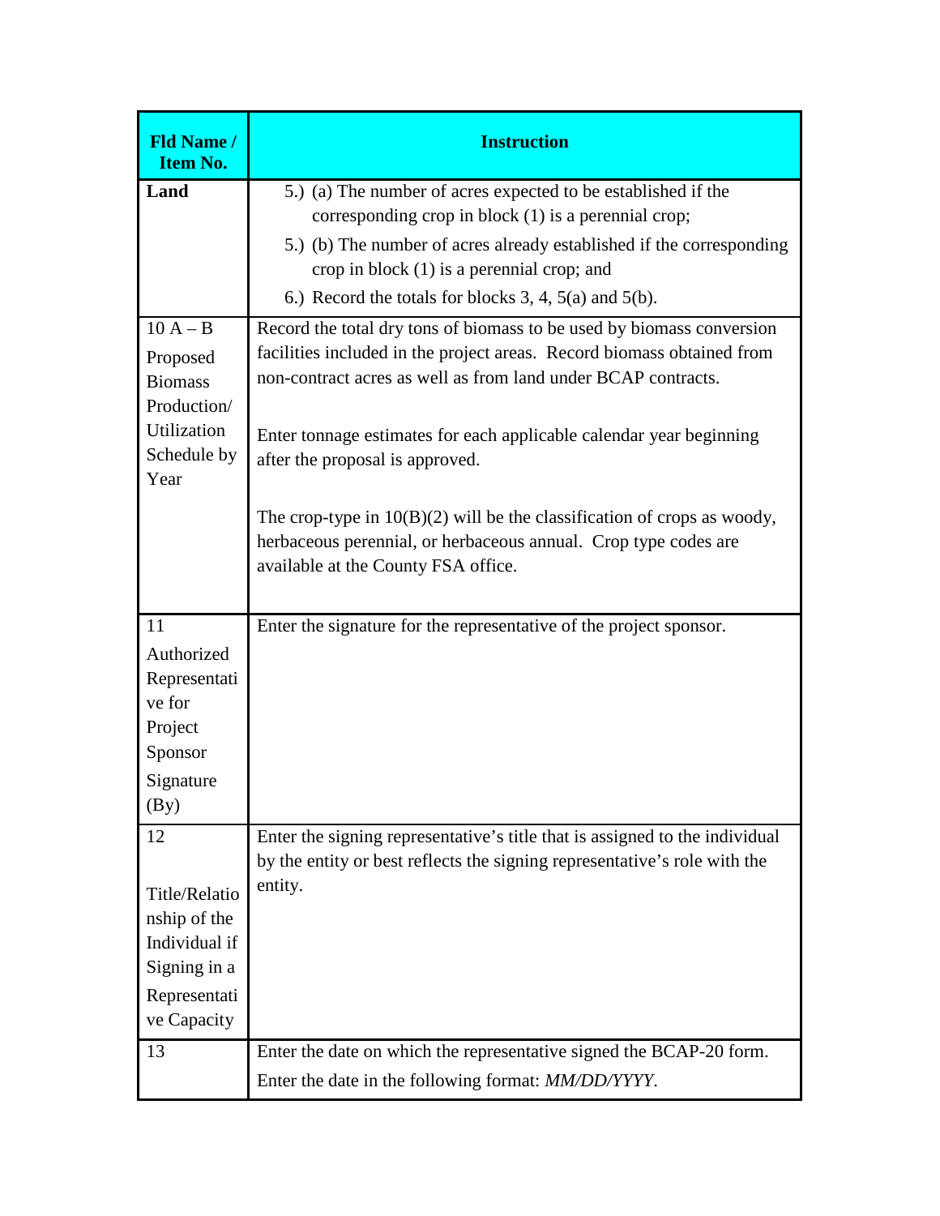| Fld Name / Item No. | Instruction |
|---|---|
| **Land** | 5.) (a) The number of acres expected to be established if the corresponding crop in block (1) is a perennial crop;<br>5.) (b) The number of acres already established if the corresponding crop in block (1) is a perennial crop; and<br>6.) Record the totals for blocks 3, 4, 5(a) and 5(b). |
| 10 A – B<br>Proposed Biomass Production/ Utilization Schedule by Year | Record the total dry tons of biomass to be used by biomass conversion facilities included in the project areas. Record biomass obtained from non-contract acres as well as from land under BCAP contracts.<br><br>Enter tonnage estimates for each applicable calendar year beginning after the proposal is approved.<br><br>The crop-type in 10(B)(2) will be the classification of crops as woody, herbaceous perennial, or herbaceous annual. Crop type codes are available at the County FSA office. |
| 11<br>Authorized Representative for Project Sponsor Signature (By) | Enter the signature for the representative of the project sponsor. |
| 12<br><br>Title/Relationship of the Individual if Signing in a Representative Capacity | Enter the signing representative's title that is assigned to the individual by the entity or best reflects the signing representative's role with the entity. |
| 13 | Enter the date on which the representative signed the BCAP-20 form.<br>Enter the date in the following format: *MM/DD/YYYY*. |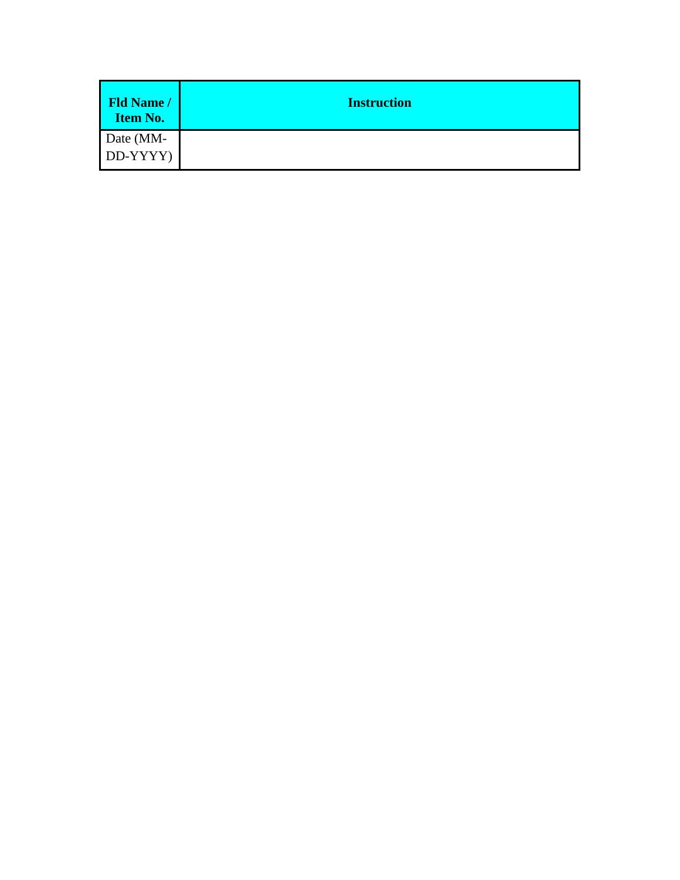| Fld Name / Item No. | Instruction |
| --- | --- |
| Date (MM-DD-YYYY) | |